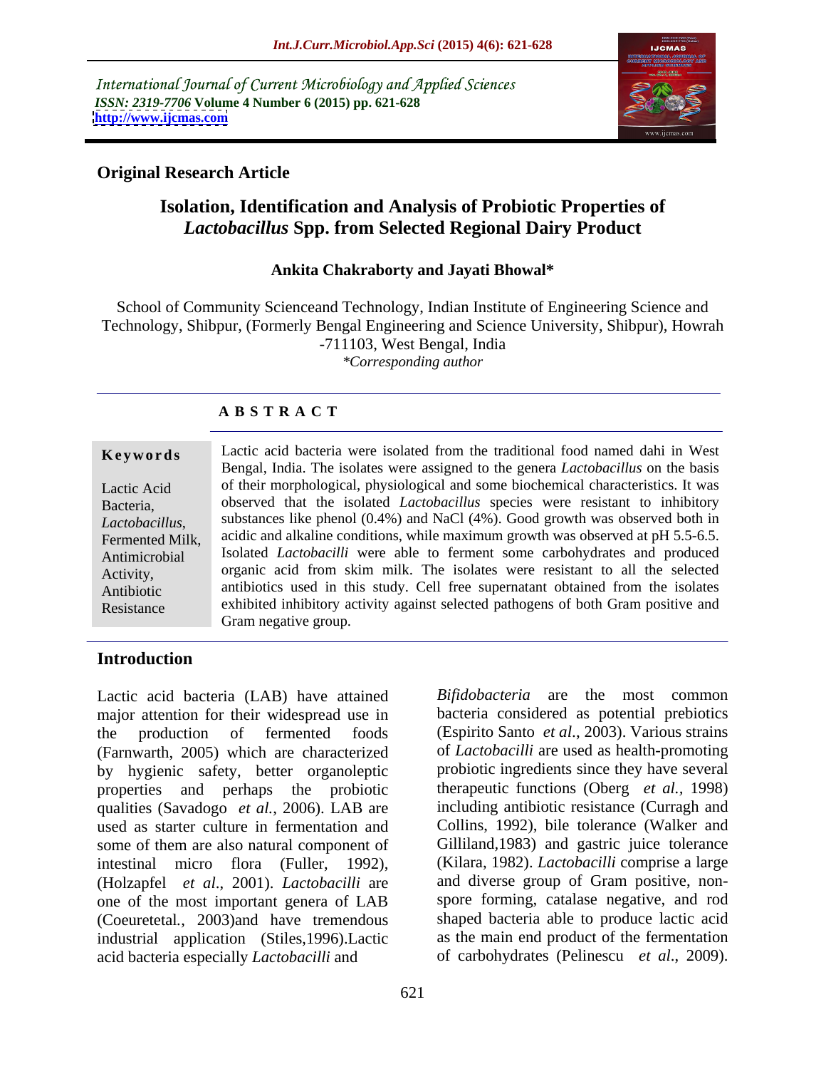International Journal of Current Microbiology and Applied Sciences
*ISSN: 2319-7706* **Volume 4 Number 6 (2015) pp. 621-628**
**http://www.ijcmas.com**

**Original Research Article**

# Isolation, Identification and Analysis of Probiotic Properties of *Lactobacillus* Spp. from Selected Regional Dairy Product

**Ankita Chakraborty and Jayati Bhowal\***

School of Community Scienceand Technology, Indian Institute of Engineering Science and Technology, Shibpur, (Formerly Bengal Engineering and Science University, Shibpur), Howrah -711103, West Bengal, India
*\*Corresponding author*

## A B S T R A C T

**Keywords**

Lactic Acid Bacteria, *Lactobacillus*, Fermented Milk, Antimicrobial Activity, Antibiotic Resistance

Lactic acid bacteria were isolated from the traditional food named dahi in West Bengal, India. The isolates were assigned to the genera *Lactobacillus* on the basis of their morphological, physiological and some biochemical characteristics. It was observed that the isolated *Lactobacillus* species were resistant to inhibitory substances like phenol (0.4%) and NaCl (4%). Good growth was observed both in acidic and alkaline conditions, while maximum growth was observed at pH 5.5-6.5. Isolated *Lactobacilli* were able to ferment some carbohydrates and produced organic acid from skim milk. The isolates were resistant to all the selected antibiotics used in this study. Cell free supernatant obtained from the isolates exhibited inhibitory activity against selected pathogens of both Gram positive and Gram negative group.

## Introduction

Lactic acid bacteria (LAB) have attained major attention for their widespread use in the production of fermented foods (Farnwarth, 2005) which are characterized by hygienic safety, better organoleptic properties and perhaps the probiotic qualities (Savadogo *et al.*, 2006). LAB are used as starter culture in fermentation and some of them are also natural component of intestinal micro flora (Fuller, 1992), (Holzapfel *et al*., 2001). *Lactobacilli* are one of the most important genera of LAB (Coeuretetal*.*, 2003)and have tremendous industrial application (Stiles,1996).Lactic acid bacteria especially *Lactobacilli* and *Bifidobacteria* are the most common bacteria considered as potential prebiotics (Espirito Santo *et al*., 2003). Various strains of *Lactobacilli* are used as health-promoting probiotic ingredients since they have several therapeutic functions (Oberg *et al.*, 1998) including antibiotic resistance (Curragh and Collins, 1992), bile tolerance (Walker and Gilliland,1983) and gastric juice tolerance (Kilara, 1982). *Lactobacilli* comprise a large and diverse group of Gram positive, non-spore forming, catalase negative, and rod shaped bacteria able to produce lactic acid as the main end product of the fermentation of carbohydrates (Pelinescu *et al*., 2009).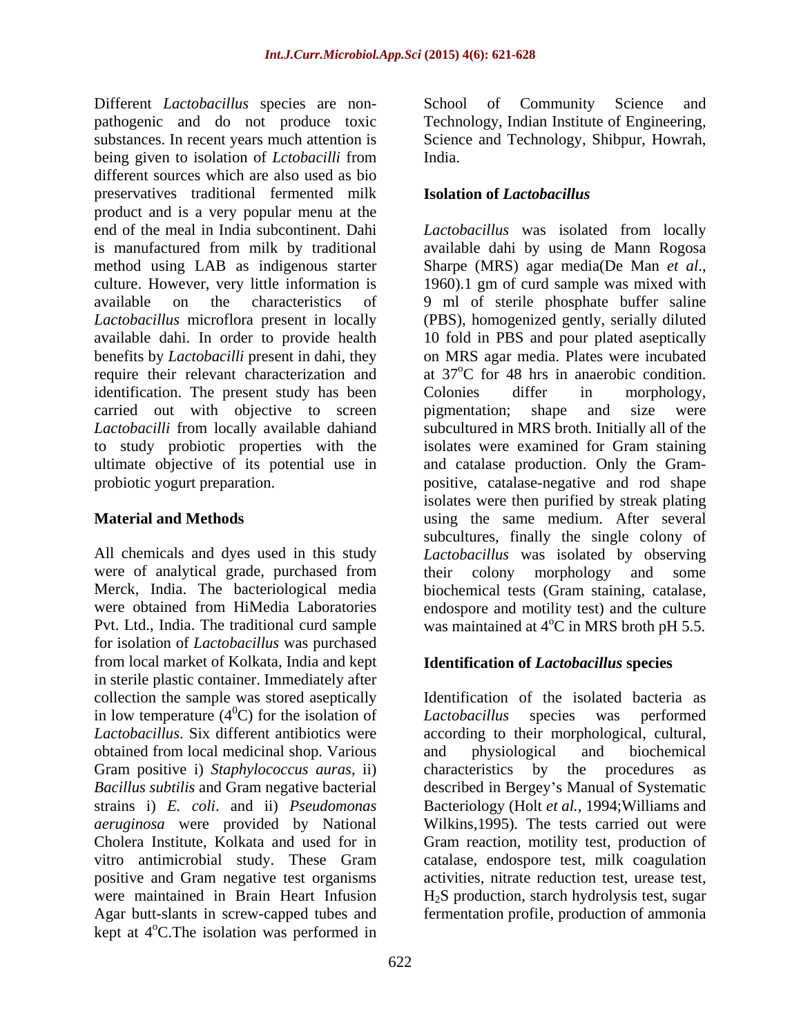Different *Lactobacillus* species are non-pathogenic and do not produce toxic substances. In recent years much attention is being given to isolation of *Lctobacilli* from different sources which are also used as bio preservatives traditional fermented milk product and is a very popular menu at the end of the meal in India subcontinent. Dahi is manufactured from milk by traditional method using LAB as indigenous starter culture. However, very little information is available on the characteristics of *Lactobacillus* microflora present in locally available dahi. In order to provide health benefits by *Lactobacilli* present in dahi, they require their relevant characterization and identification. The present study has been carried out with objective to screen *Lactobacilli* from locally available dahiand to study probiotic properties with the ultimate objective of its potential use in probiotic yogurt preparation.

## Material and Methods

All chemicals and dyes used in this study were of analytical grade, purchased from Merck, India. The bacteriological media were obtained from HiMedia Laboratories Pvt. Ltd., India. The traditional curd sample for isolation of *Lactobacillus* was purchased from local market of Kolkata, India and kept in sterile plastic container. Immediately after collection the sample was stored aseptically in low temperature ($4^0$C) for the isolation of *Lactobacillus*. Six different antibiotics were obtained from local medicinal shop. Various Gram positive i) *Staphylococcus auras*, ii) *Bacillus subtilis* and Gram negative bacterial strains i) *E. coli*. and ii) *Pseudomonas aeruginosa* were provided by National Cholera Institute, Kolkata and used for in vitro antimicrobial study. These Gram positive and Gram negative test organisms were maintained in Brain Heart Infusion Agar butt-slants in screw-capped tubes and kept at $4^o$C.The isolation was performed in School of Community Science and Technology, Indian Institute of Engineering, Science and Technology, Shibpur, Howrah, India.

### Isolation of *Lactobacillus*

*Lactobacillus* was isolated from locally available dahi by using de Mann Rogosa Sharpe (MRS) agar media(De Man *et al.*, 1960).1 gm of curd sample was mixed with 9 ml of sterile phosphate buffer saline (PBS), homogenized gently, serially diluted 10 fold in PBS and pour plated aseptically on MRS agar media. Plates were incubated at $37^o$C for 48 hrs in anaerobic condition. Colonies differ in morphology, pigmentation; shape and size were subcultured in MRS broth. Initially all of the isolates were examined for Gram staining and catalase production. Only the Gram-positive, catalase-negative and rod shape isolates were then purified by streak plating using the same medium. After several subcultures, finally the single colony of *Lactobacillus* was isolated by observing their colony morphology and some biochemical tests (Gram staining, catalase, endospore and motility test) and the culture was maintained at $4^o$C in MRS broth pH 5.5.

### Identification of *Lactobacillus* species

Identification of the isolated bacteria as *Lactobacillus* species was performed according to their morphological, cultural, and physiological and biochemical characteristics by the procedures as described in Bergey's Manual of Systematic Bacteriology (Holt *et al.*, 1994;Williams and Wilkins,1995). The tests carried out were Gram reaction, motility test, production of catalase, endospore test, milk coagulation activities, nitrate reduction test, urease test, $H_2S$ production, starch hydrolysis test, sugar fermentation profile, production of ammonia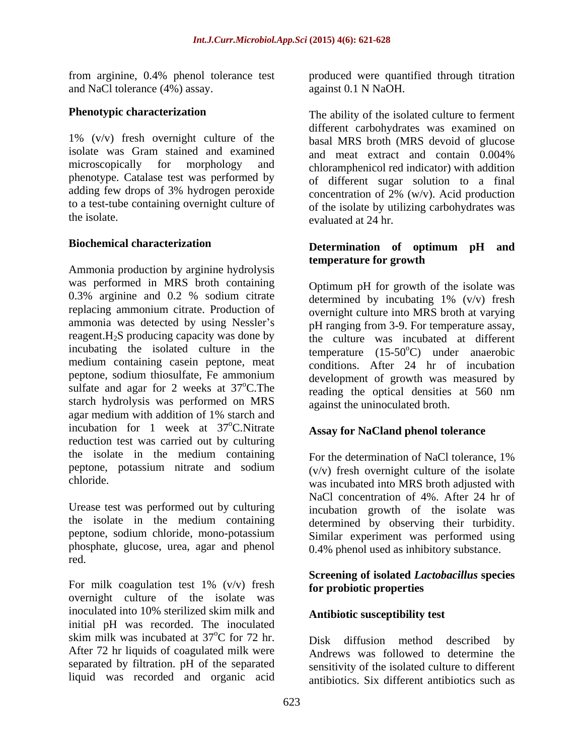from arginine, 0.4% phenol tolerance test and NaCl tolerance (4%) assay.

### Phenotypic characterization

1% (v/v) fresh overnight culture of the isolate was Gram stained and examined microscopically for morphology and phenotype. Catalase test was performed by adding few drops of 3% hydrogen peroxide to a test-tube containing overnight culture of the isolate.

### Biochemical characterization

Ammonia production by arginine hydrolysis was performed in MRS broth containing 0.3% arginine and 0.2 % sodium citrate replacing ammonium citrate. Production of ammonia was detected by using Nessler's reagent.$H_2S$ producing capacity was done by incubating the isolated culture in the medium containing casein peptone, meat peptone, sodium thiosulfate, Fe ammonium sulfate and agar for 2 weeks at 37$^{o}$C.The starch hydrolysis was performed on MRS agar medium with addition of 1% starch and incubation for 1 week at 37$^{o}$C.Nitrate reduction test was carried out by culturing the isolate in the medium containing peptone, potassium nitrate and sodium chloride.

Urease test was performed out by culturing the isolate in the medium containing peptone, sodium chloride, mono-potassium phosphate, glucose, urea, agar and phenol red.

For milk coagulation test 1% (v/v) fresh overnight culture of the isolate was inoculated into 10% sterilized skim milk and initial pH was recorded. The inoculated skim milk was incubated at 37$^{o}$C for 72 hr. After 72 hr liquids of coagulated milk were separated by filtration. pH of the separated liquid was recorded and organic acid produced were quantified through titration against 0.1 N NaOH.

The ability of the isolated culture to ferment different carbohydrates was examined on basal MRS broth (MRS devoid of glucose and meat extract and contain 0.004% chloramphenicol red indicator) with addition of different sugar solution to a final concentration of 2% (w/v). Acid production of the isolate by utilizing carbohydrates was evaluated at 24 hr.

### Determination of optimum pH and temperature for growth

Optimum pH for growth of the isolate was determined by incubating 1% (v/v) fresh overnight culture into MRS broth at varying pH ranging from 3-9. For temperature assay, the culture was incubated at different temperature (15-50$^{o}$C) under anaerobic conditions. After 24 hr of incubation development of growth was measured by reading the optical densities at 560 nm against the uninoculated broth.

### Assay for NaCland phenol tolerance

For the determination of NaCl tolerance, 1% (v/v) fresh overnight culture of the isolate was incubated into MRS broth adjusted with NaCl concentration of 4%. After 24 hr of incubation growth of the isolate was determined by observing their turbidity. Similar experiment was performed using 0.4% phenol used as inhibitory substance.

### Screening of isolated *Lactobacillus* species for probiotic properties

### Antibiotic susceptibility test

Disk diffusion method described by Andrews was followed to determine the sensitivity of the isolated culture to different antibiotics. Six different antibiotics such as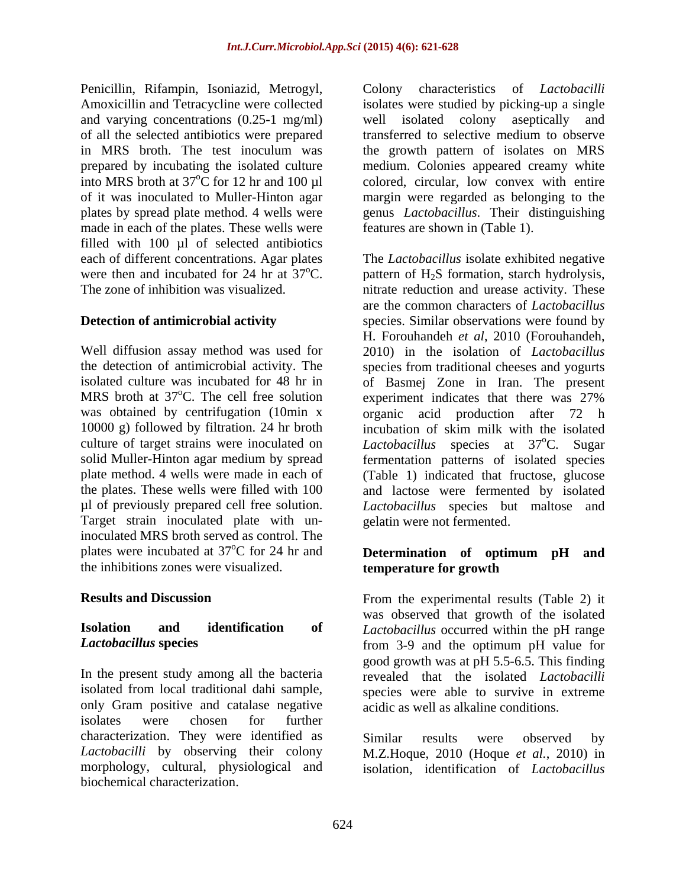Penicillin, Rifampin, Isoniazid, Metrogyl, Amoxicillin and Tetracycline were collected and varying concentrations (0.25-1 mg/ml) of all the selected antibiotics were prepared in MRS broth. The test inoculum was prepared by incubating the isolated culture into MRS broth at $37^oC$ for 12 hr and 100 µl of it was inoculated to Muller-Hinton agar plates by spread plate method. 4 wells were made in each of the plates. These wells were filled with 100 µl of selected antibiotics each of different concentrations. Agar plates were then and incubated for 24 hr at $37^oC$. The zone of inhibition was visualized.

**Detection of antimicrobial activity**

Well diffusion assay method was used for the detection of antimicrobial activity. The isolated culture was incubated for 48 hr in MRS broth at $37^oC$. The cell free solution was obtained by centrifugation (10min x 10000 g) followed by filtration. 24 hr broth culture of target strains were inoculated on solid Muller-Hinton agar medium by spread plate method. 4 wells were made in each of the plates. These wells were filled with 100 µl of previously prepared cell free solution. Target strain inoculated plate with un-inoculated MRS broth served as control. The plates were incubated at $37^oC$ for 24 hr and the inhibitions zones were visualized.

## Results and Discussion

### Isolation and identification of *Lactobacillus* species

In the present study among all the bacteria isolated from local traditional dahi sample, only Gram positive and catalase negative isolates were chosen for further characterization. They were identified as *Lactobacilli* by observing their colony morphology, cultural, physiological and biochemical characterization.

Colony characteristics of *Lactobacilli* isolates were studied by picking-up a single well isolated colony aseptically and transferred to selective medium to observe the growth pattern of isolates on MRS medium. Colonies appeared creamy white colored, circular, low convex with entire margin were regarded as belonging to the genus *Lactobacillus*. Their distinguishing features are shown in (Table 1).

The *Lactobacillus* isolate exhibited negative pattern of $H_2S$ formation, starch hydrolysis, nitrate reduction and urease activity. These are the common characters of *Lactobacillus* species. Similar observations were found by H. Forouhandeh *et al*, 2010 (Forouhandeh, 2010) in the isolation of *Lactobacillus* species from traditional cheeses and yogurts of Basmej Zone in Iran. The present experiment indicates that there was 27% organic acid production after 72 h incubation of skim milk with the isolated *Lactobacillus* species at $37^oC$. Sugar fermentation patterns of isolated species (Table 1) indicated that fructose, glucose and lactose were fermented by isolated *Lactobacillus* species but maltose and gelatin were not fermented.

### Determination of optimum pH and temperature for growth

From the experimental results (Table 2) it was observed that growth of the isolated *Lactobacillus* occurred within the pH range from 3-9 and the optimum pH value for good growth was at pH 5.5-6.5. This finding revealed that the isolated *Lactobacilli* species were able to survive in extreme acidic as well as alkaline conditions.

Similar results were observed by M.Z.Hoque, 2010 (Hoque *et al.*, 2010) in isolation, identification of *Lactobacillus*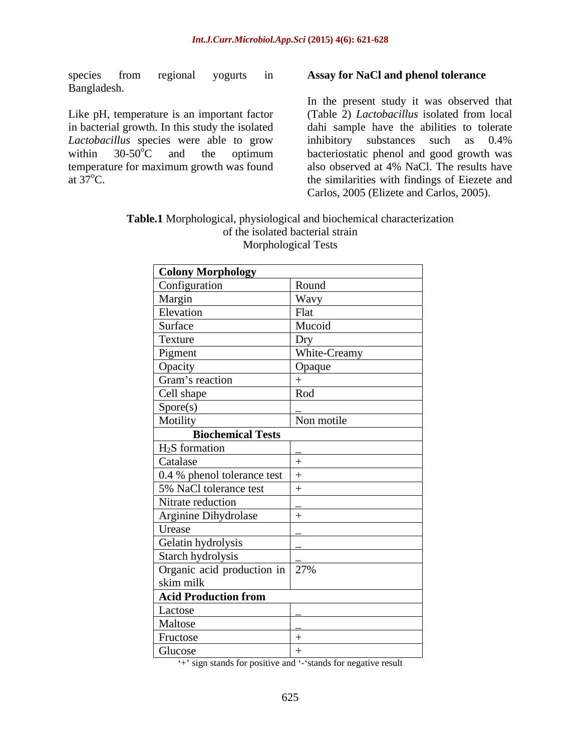species from regional yogurts in Bangladesh.

Like pH, temperature is an important factor in bacterial growth. In this study the isolated *Lactobacillus* species were able to grow within 30-50$^{o}$C and the optimum temperature for maximum growth was found at 37$^{o}$C.

### Assay for NaCl and phenol tolerance

In the present study it was observed that (Table 2) *Lactobacillus* isolated from local dahi sample have the abilities to tolerate inhibitory substances such as 0.4% bacteriostatic phenol and good growth was also observed at 4% NaCl. The results have the similarities with findings of Eiezete and Carlos, 2005 (Elizete and Carlos, 2005).

**Table.1** Morphological, physiological and biochemical characterization of the isolated bacterial strain
Morphological Tests

| **Colony Morphology** | |
|---|---|
| Configuration | Round |
| Margin | Wavy |
| Elevation | Flat |
| Surface | Mucoid |
| Texture | Dry |
| Pigment | White-Creamy |
| Opacity | Opaque |
| Gram's reaction | + |
| Cell shape | Rod |
| Spore(s) | _ |
| Motility | Non motile |
| **Biochemical Tests** | |
| $H_2S$ formation | _ |
| Catalase | + |
| 0.4 % phenol tolerance test | + |
| 5% NaCl tolerance test | + |
| Nitrate reduction | _ |
| Arginine Dihydrolase | + |
| Urease | _ |
| Gelatin hydrolysis | _ |
| Starch hydrolysis | _ |
| Organic acid production in skim milk | 27% |
| **Acid Production from** | |
| Lactose | _ |
| Maltose | _ |
| Fructose | + |
| Glucose | + |

'+' sign stands for positive and '-'stands for negative result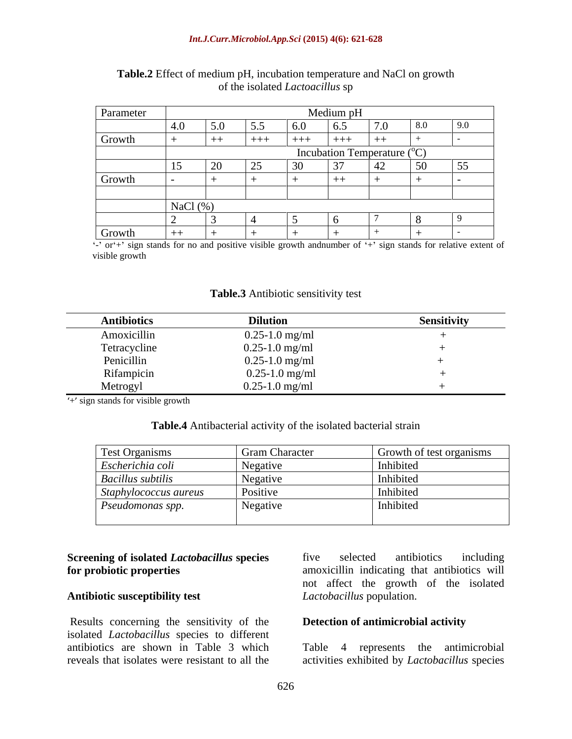**Table.2** Effect of medium pH, incubation temperature and NaCl on growth of the isolated *Lactoacillus* sp

| Parameter | Medium pH | | | | | | | |
|---|---|---|---|---|---|---|---|---|
| | 4.0 | 5.0 | 5.5 | 6.0 | 6.5 | 7.0 | 8.0 | 9.0 |
| Growth | + | ++ | +++ | +++ | +++ | ++ | + | - |
| | Incubation Temperature (°C) | | | | | | | |
| | 15 | 20 | 25 | 30 | 37 | 42 | 50 | 55 |
| Growth | - | + | + | + | ++ | + | + | - |
| | | | | | | | | |
| | NaCl (%) | | | | | | | |
| | 2 | 3 | 4 | 5 | 6 | 7 | 8 | 9 |
| Growth | ++ | + | + | + | + | + | + | - |

'-' or'+' sign stands for no and positive visible growth andnumber of '+' sign stands for relative extent of visible growth

**Table.3** Antibiotic sensitivity test

| Antibiotics | Dilution | Sensitivity |
|---|---|---|
| Amoxicillin | 0.25-1.0 mg/ml | + |
| Tetracycline | 0.25-1.0 mg/ml | + |
| Penicillin | 0.25-1.0 mg/ml | + |
| Rifampicin | 0.25-1.0 mg/ml | + |
| Metrogyl | 0.25-1.0 mg/ml | + |

'+' sign stands for visible growth

**Table.4** Antibacterial activity of the isolated bacterial strain

| Test Organisms | Gram Character | Growth of test organisms |
|---|---|---|
| *Escherichia coli* | Negative | Inhibited |
| *Bacillus subtilis* | Negative | Inhibited |
| *Staphylococcus aureus* | Positive | Inhibited |
| *Pseudomonas spp.* | Negative | Inhibited |

**Screening of isolated *Lactobacillus* species for probiotic properties**

**Antibiotic susceptibility test**

Results concerning the sensitivity of the isolated *Lactobacillus* species to different antibiotics are shown in Table 3 which reveals that isolates were resistant to all the five selected antibiotics including amoxicillin indicating that antibiotics will not affect the growth of the isolated *Lactobacillus* population.

**Detection of antimicrobial activity**

Table 4 represents the antimicrobial activities exhibited by *Lactobacillus* species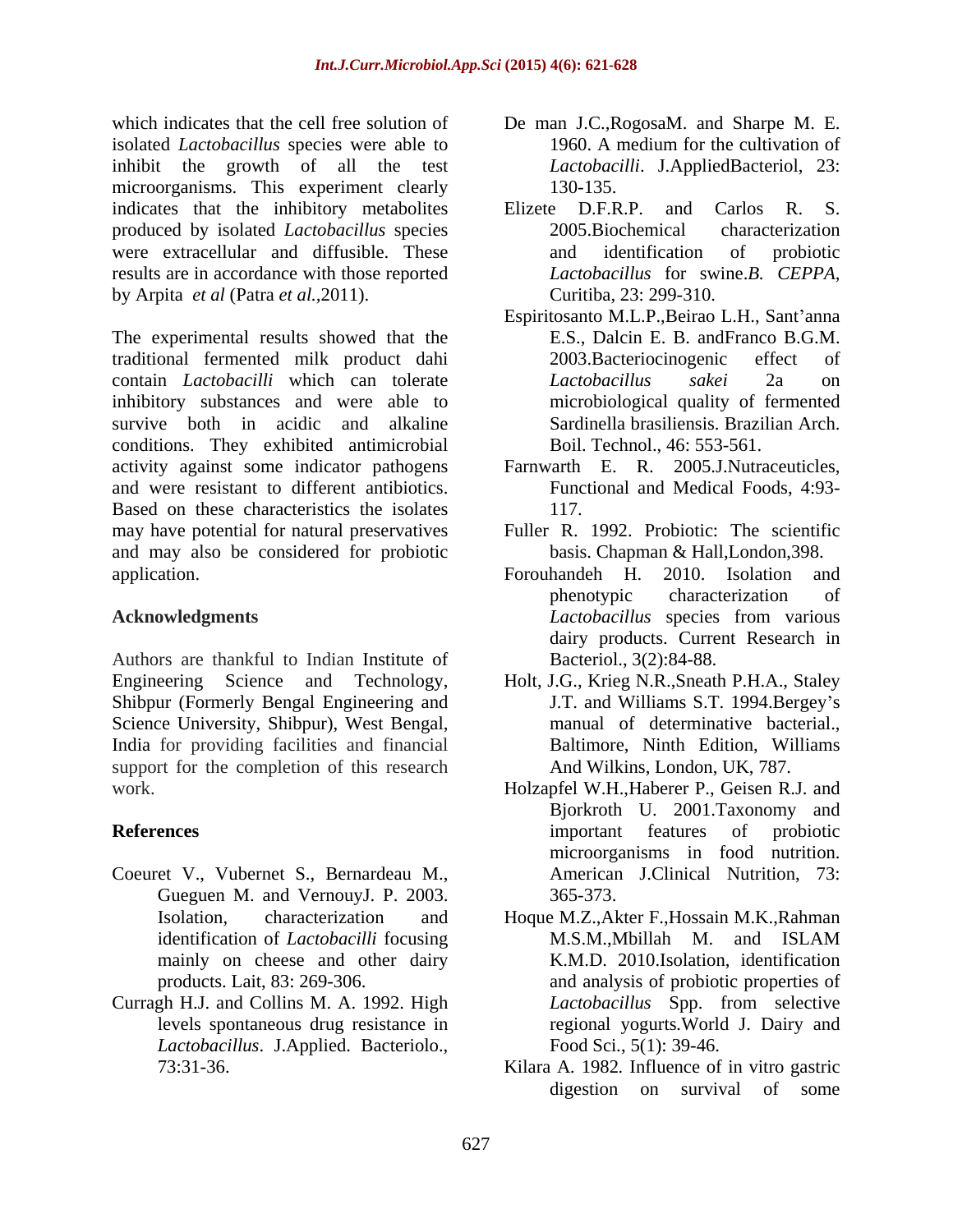which indicates that the cell free solution of isolated *Lactobacillus* species were able to inhibit the growth of all the test microorganisms. This experiment clearly indicates that the inhibitory metabolites produced by isolated *Lactobacillus* species were extracellular and diffusible. These results are in accordance with those reported by Arpita *et al* (Patra *et al.,*2011).

The experimental results showed that the traditional fermented milk product dahi contain *Lactobacilli* which can tolerate inhibitory substances and were able to survive both in acidic and alkaline conditions. They exhibited antimicrobial activity against some indicator pathogens and were resistant to different antibiotics. Based on these characteristics the isolates may have potential for natural preservatives and may also be considered for probiotic application.

## Acknowledgments

Authors are thankful to Indian Institute of Engineering Science and Technology, Shibpur (Formerly Bengal Engineering and Science University, Shibpur), West Bengal, India for providing facilities and financial support for the completion of this research work.

## References

- Coeuret V., Vubernet S., Bernardeau M., Gueguen M. and VernouyJ. P. 2003. Isolation, characterization and identification of *Lactobacilli* focusing mainly on cheese and other dairy products. Lait, 83: 269-306.
- Curragh H.J. and Collins M. A. 1992. High levels spontaneous drug resistance in *Lactobacillus*. J.Applied. Bacteriolo., 73:31-36.
- De man J.C.,RogosaM. and Sharpe M. E. 1960. A medium for the cultivation of *Lactobacilli*. J.AppliedBacteriol, 23: 130-135.
- Elizete D.F.R.P. and Carlos R. S. 2005.Biochemical characterization and identification of probiotic *Lactobacillus* for swine.*B. CEPPA*, Curitiba, 23: 299-310.
- Espiritosanto M.L.P.,Beirao L.H., Sant'anna E.S., Dalcin E. B. andFranco B.G.M. 2003.Bacteriocinogenic effect of *Lactobacillus sakei* 2a on microbiological quality of fermented Sardinella brasiliensis. Brazilian Arch. Boil. Technol., 46: 553-561.
- Farnwarth E. R. 2005.J.Nutraceuticles, Functional and Medical Foods, 4:93-117.
- Fuller R. 1992. Probiotic: The scientific basis. Chapman & Hall,London,398.
- Forouhandeh H. 2010. Isolation and phenotypic characterization of *Lactobacillus* species from various dairy products. Current Research in Bacteriol., 3(2):84-88.
- Holt, J.G., Krieg N.R.,Sneath P.H.A., Staley J.T. and Williams S.T. 1994.Bergey's manual of determinative bacterial., Baltimore, Ninth Edition, Williams And Wilkins, London, UK, 787.
- Holzapfel W.H.,Haberer P., Geisen R.J. and Bjorkroth U. 2001.Taxonomy and important features of probiotic microorganisms in food nutrition. American J.Clinical Nutrition, 73: 365-373.
- Hoque M.Z.,Akter F.,Hossain M.K.,Rahman M.S.M.,Mbillah M. and ISLAM K.M.D. 2010.Isolation, identification and analysis of probiotic properties of *Lactobacillus* Spp. from selective regional yogurts*.*World J. Dairy and Food Sci., 5(1): 39-46.
- Kilara A. 1982*.* Influence of in vitro gastric digestion on survival of some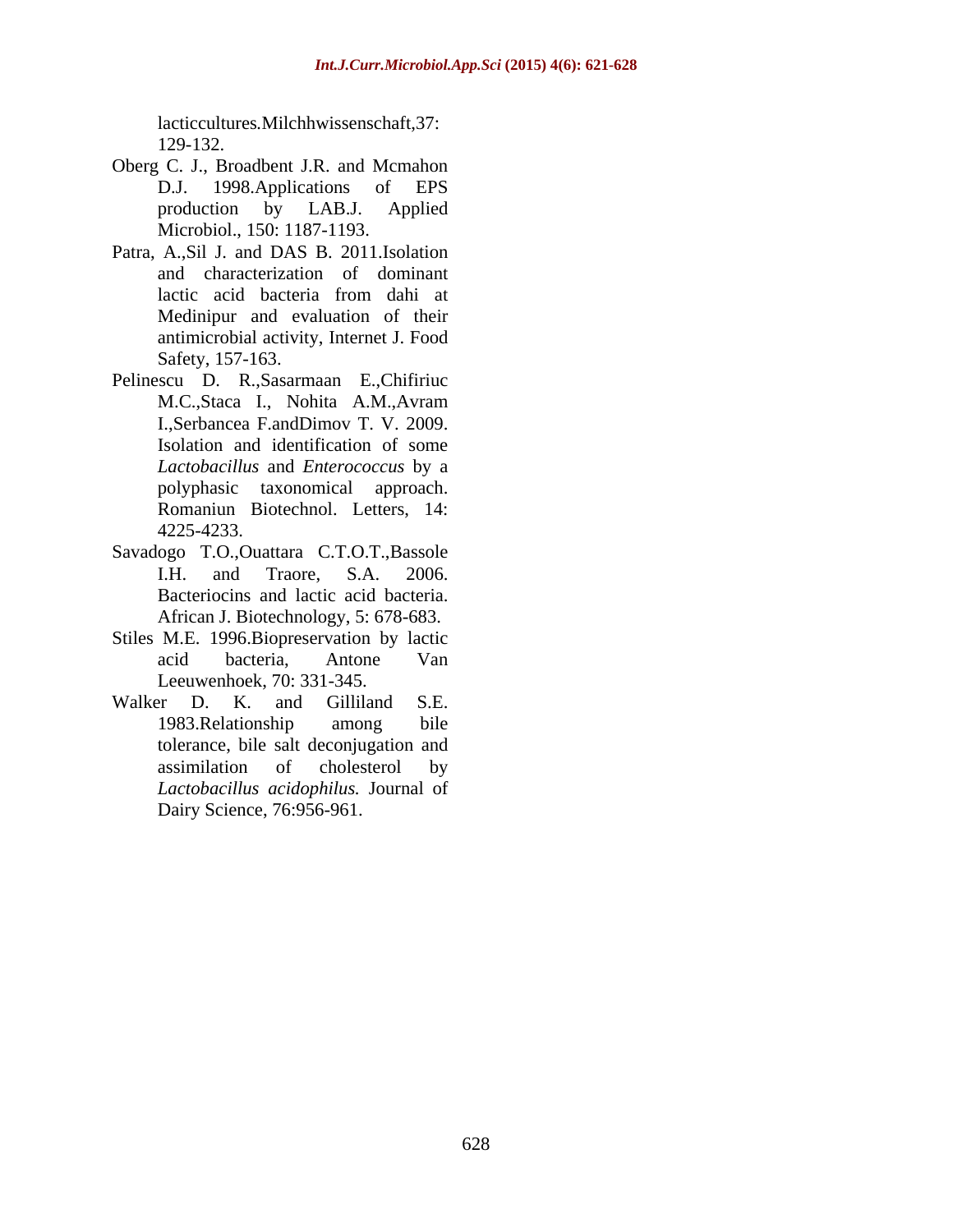lacticcultures.Milchhwissenschaft,37: 129-132.

Oberg C. J., Broadbent J.R. and Mcmahon D.J. 1998.Applications of EPS production by LAB.J. Applied Microbiol., 150: 1187-1193.

Patra, A.,Sil J. and DAS B. 2011.Isolation and characterization of dominant lactic acid bacteria from dahi at Medinipur and evaluation of their antimicrobial activity, Internet J. Food Safety, 157-163.

Pelinescu D. R.,Sasarmaan E.,Chifiriuc M.C.,Staca I., Nohita A.M.,Avram I.,Serbancea F.andDimov T. V. 2009. Isolation and identification of some *Lactobacillus* and *Enterococcus* by a polyphasic taxonomical approach. Romaniun Biotechnol. Letters, 14: 4225-4233.

Savadogo T.O.,Ouattara C.T.O.T.,Bassole I.H. and Traore, S.A. 2006. Bacteriocins and lactic acid bacteria. African J. Biotechnology, 5: 678-683.

Stiles M.E. 1996.Biopreservation by lactic acid bacteria, Antone Van Leeuwenhoek, 70: 331-345.

Walker D. K. and Gilliland S.E. 1983.Relationship among bile tolerance, bile salt deconjugation and assimilation of cholesterol by *Lactobacillus acidophilus.* Journal of Dairy Science, 76:956-961.